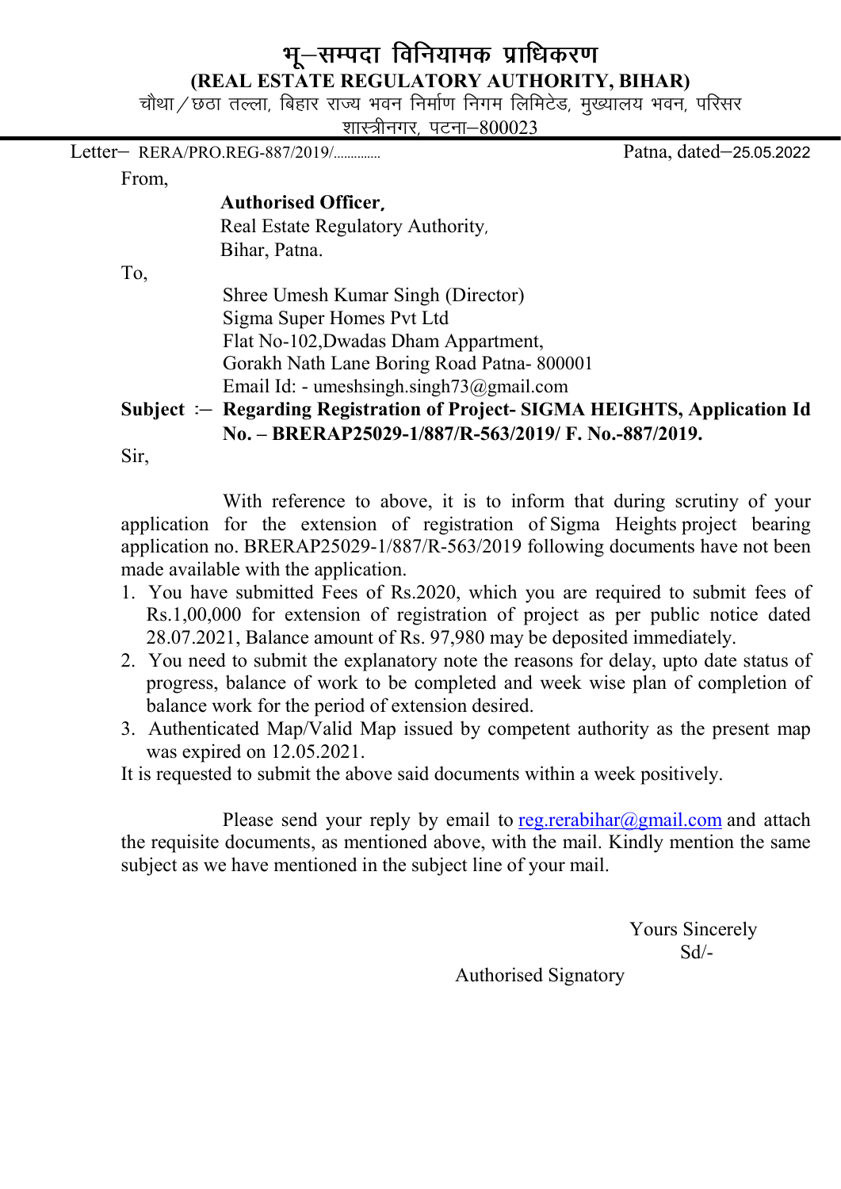# भू–सम्पदा विनियामक प्राधिकरण

**(REAL ESTATE REGULATORY AUTHORITY, BIHAR)**

चौथा / छठा तल्ला, बिहार राज्य भवन निर्माण निगम लिमिटेड, मुख्यालय भवन, परिसर शास्त्रीनगर, पटना–800023

Letter– RERA/PRO.REG-887/2019/............ Patna, dated–25.05.2022

From,

**Authorised Officer,**
Real Estate Regulatory Authority,
Bihar, Patna.

To,

Shree Umesh Kumar Singh (Director)
Sigma Super Homes Pvt Ltd
Flat No-102,Dwadas Dham Appartment,
Gorakh Nath Lane Boring Road Patna- 800001
Email Id: - umeshsingh.singh73@gmail.com

**Subject :– Regarding Registration of Project- SIGMA HEIGHTS, Application Id No. – BRERAP25029-1/887/R-563/2019/ F. No.-887/2019.**

Sir,

With reference to above, it is to inform that during scrutiny of your application for the extension of registration of Sigma Heights project bearing application no. BRERAP25029-1/887/R-563/2019 following documents have not been made available with the application.

1. You have submitted Fees of Rs.2020, which you are required to submit fees of Rs.1,00,000 for extension of registration of project as per public notice dated 28.07.2021, Balance amount of Rs. 97,980 may be deposited immediately.
2. You need to submit the explanatory note the reasons for delay, upto date status of progress, balance of work to be completed and week wise plan of completion of balance work for the period of extension desired.
3. Authenticated Map/Valid Map issued by competent authority as the present map was expired on 12.05.2021.

It is requested to submit the above said documents within a week positively.

Please send your reply by email to reg.rerabihar@gmail.com and attach the requisite documents, as mentioned above, with the mail. Kindly mention the same subject as we have mentioned in the subject line of your mail.

Yours Sincerely
Sd/-
Authorised Signatory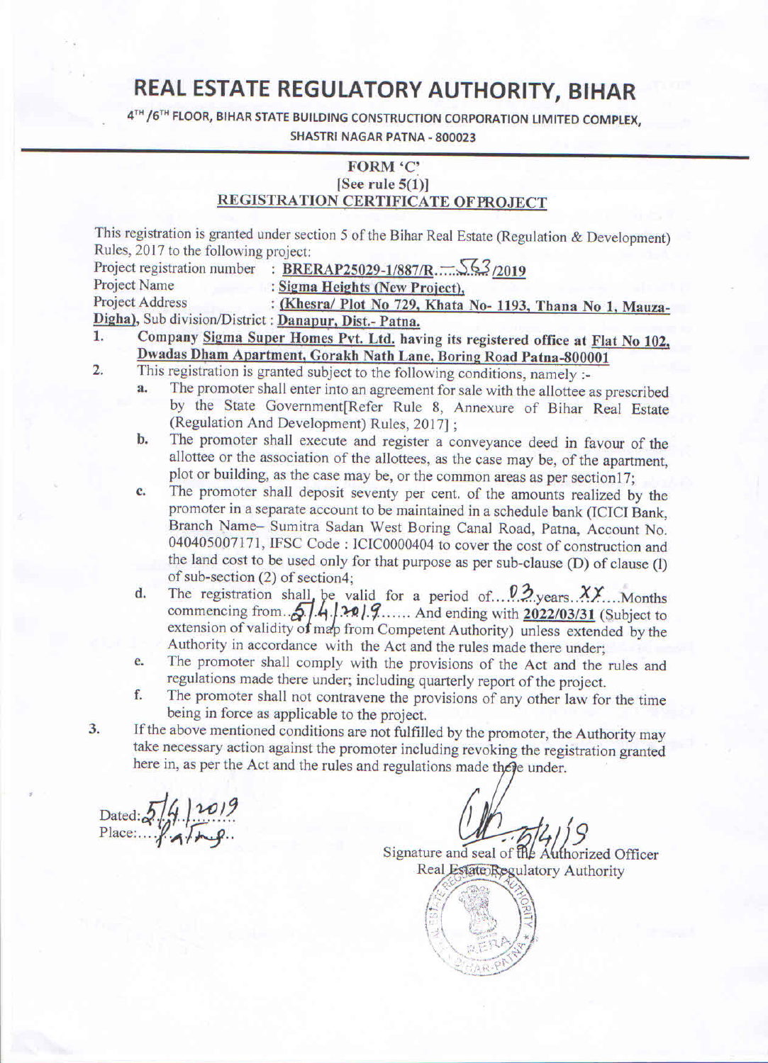# REAL ESTATE REGULATORY AUTHORITY, BIHAR

4TH /6TH FLOOR, BIHAR STATE BUILDING CONSTRUCTION CORPORATION LIMITED COMPLEX, SHASTRI NAGAR PATNA - 800023

**FORM 'C'**
**[See rule 5(1)]**
**REGISTRATION CERTIFICATE OF PROJECT**

This registration is granted under section 5 of the Bihar Real Estate (Regulation & Development) Rules, 2017 to the following project:

Project registration number : **BRERAP25029-1/887/R.....563/2019**
Project Name : **Sigma Heights (New Project),**
Project Address : **(Khesra/ Plot No 729, Khata No- 1193, Thana No 1, Mauza-Digha)**, Sub division/District : **Danapur, Dist.- Patna.**

1. **Company Sigma Super Homes Pvt. Ltd. having its registered office at Flat No 102, Dwadas Dham Apartment, Gorakh Nath Lane, Boring Road Patna-800001**
2. This registration is granted subject to the following conditions, namely :-
   a. The promoter shall enter into an agreement for sale with the allottee as prescribed by the State Government[Refer Rule 8, Annexure of Bihar Real Estate (Regulation And Development) Rules, 2017] ;
   b. The promoter shall execute and register a conveyance deed in favour of the allottee or the association of the allottees, as the case may be, of the apartment, plot or building, as the case may be, or the common areas as per section17;
   c. The promoter shall deposit seventy per cent. of the amounts realized by the promoter in a separate account to be maintained in a schedule bank (ICICI Bank, Branch Name– Sumitra Sadan West Boring Canal Road, Patna, Account No. 040405007171, IFSC Code : ICIC0000404 to cover the cost of construction and the land cost to be used only for that purpose as per sub-clause (D) of clause (l) of sub-section (2) of section4;
   d. The registration shall be valid for a period of....03.years...XX....Months commencing from...5/4/2019...... And ending with **2022/03/31** (Subject to extension of validity of map from Competent Authority) unless extended by the Authority in accordance with the Act and the rules made there under;
   e. The promoter shall comply with the provisions of the Act and the rules and regulations made there under; including quarterly report of the project.
   f. The promoter shall not contravene the provisions of any other law for the time being in force as applicable to the project.
3. If the above mentioned conditions are not fulfilled by the promoter, the Authority may take necessary action against the promoter including revoking the registration granted here in, as per the Act and the rules and regulations made there under.

Dated: 5/4/2019
Place: Patna

5/4/19
Signature and seal of the Authorized Officer
Real Estate Regulatory Authority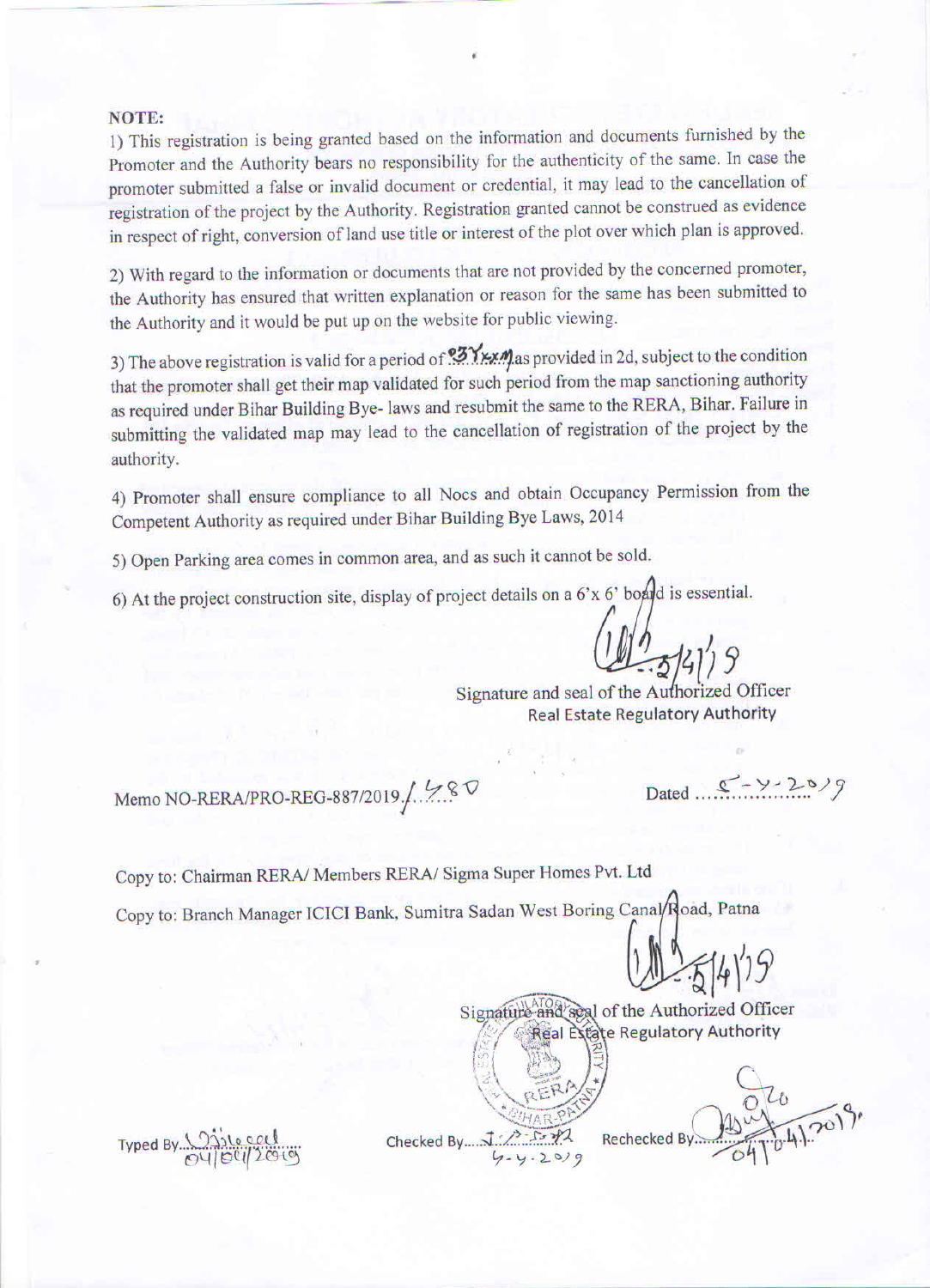**NOTE:**

1) This registration is being granted based on the information and documents furnished by the Promoter and the Authority bears no responsibility for the authenticity of the same. In case the promoter submitted a false or invalid document or credential, it may lead to the cancellation of registration of the project by the Authority. Registration granted cannot be construed as evidence in respect of right, conversion of land use title or interest of the plot over which plan is approved.

2) With regard to the information or documents that are not provided by the concerned promoter, the Authority has ensured that written explanation or reason for the same has been submitted to the Authority and it would be put up on the website for public viewing.

3) The above registration is valid for a period of 3 Years as provided in 2d, subject to the condition that the promoter shall get their map validated for such period from the map sanctioning authority as required under Bihar Building Bye- laws and resubmit the same to the RERA, Bihar. Failure in submitting the validated map may lead to the cancellation of registration of the project by the authority.

4) Promoter shall ensure compliance to all Nocs and obtain Occupancy Permission from the Competent Authority as required under Bihar Building Bye Laws, 2014

5) Open Parking area comes in common area, and as such it cannot be sold.

6) At the project construction site, display of project details on a 6'x 6' board is essential.

5/4/19

Signature and seal of the Authorized Officer
Real Estate Regulatory Authority

Memo NO-RERA/PRO-REG-887/2019./480

Dated 5-4-2019

Copy to: Chairman RERA/ Members RERA/ Sigma Super Homes Pvt. Ltd

Copy to: Branch Manager ICICI Bank, Sumitra Sadan West Boring Canal Road, Patna

5/4/19

Signature and seal of the Authorized Officer
Real Estate Regulatory Authority

Typed By 04/04/2019

Checked By 4-4-2019

Rechecked By 04/04/2019